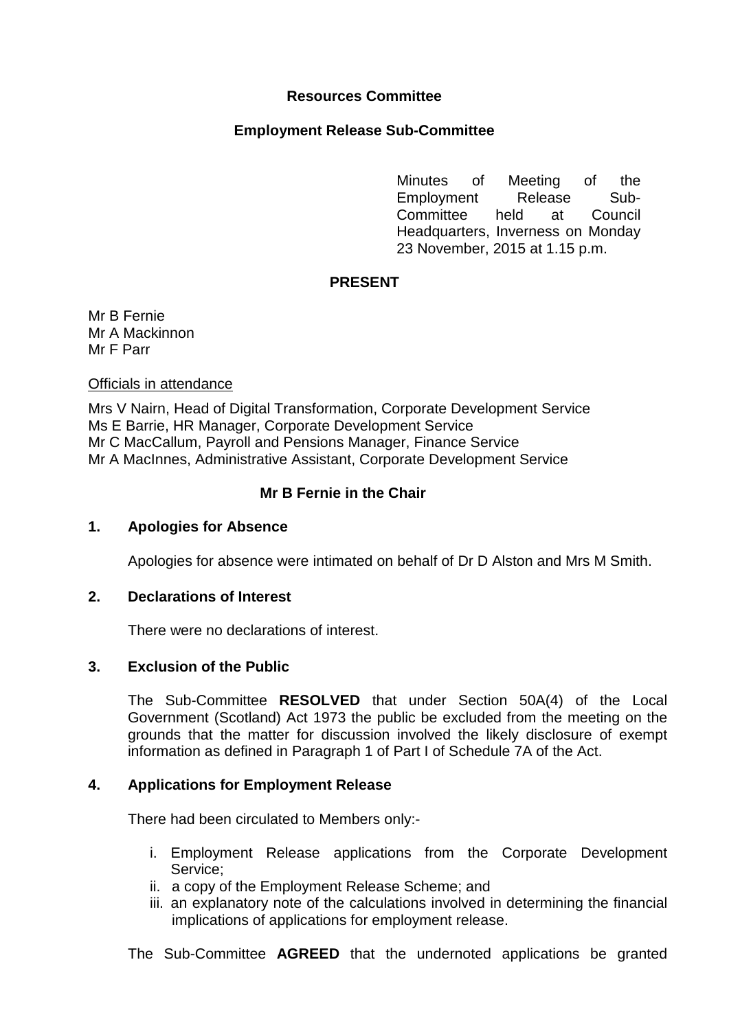**Resources Committee**

**Employment Release Sub-Committee**

Minutes of Meeting of the Employment Release Sub-Committee held at Council Headquarters, Inverness on Monday 23 November, 2015 at 1.15 p.m.

**PRESENT**

Mr B Fernie
Mr A Mackinnon
Mr F Parr

Officials in attendance

Mrs V Nairn, Head of Digital Transformation, Corporate Development Service
Ms E Barrie, HR Manager, Corporate Development Service
Mr C MacCallum, Payroll and Pensions Manager, Finance Service
Mr A MacInnes, Administrative Assistant, Corporate Development Service

**Mr B Fernie in the Chair**

**1. Apologies for Absence**

Apologies for absence were intimated on behalf of Dr D Alston and Mrs M Smith.

**2. Declarations of Interest**

There were no declarations of interest.

**3. Exclusion of the Public**

The Sub-Committee **RESOLVED** that under Section 50A(4) of the Local Government (Scotland) Act 1973 the public be excluded from the meeting on the grounds that the matter for discussion involved the likely disclosure of exempt information as defined in Paragraph 1 of Part I of Schedule 7A of the Act.

**4. Applications for Employment Release**

There had been circulated to Members only:-

i. Employment Release applications from the Corporate Development Service;
ii. a copy of the Employment Release Scheme; and
iii. an explanatory note of the calculations involved in determining the financial implications of applications for employment release.

The Sub-Committee **AGREED** that the undernoted applications be granted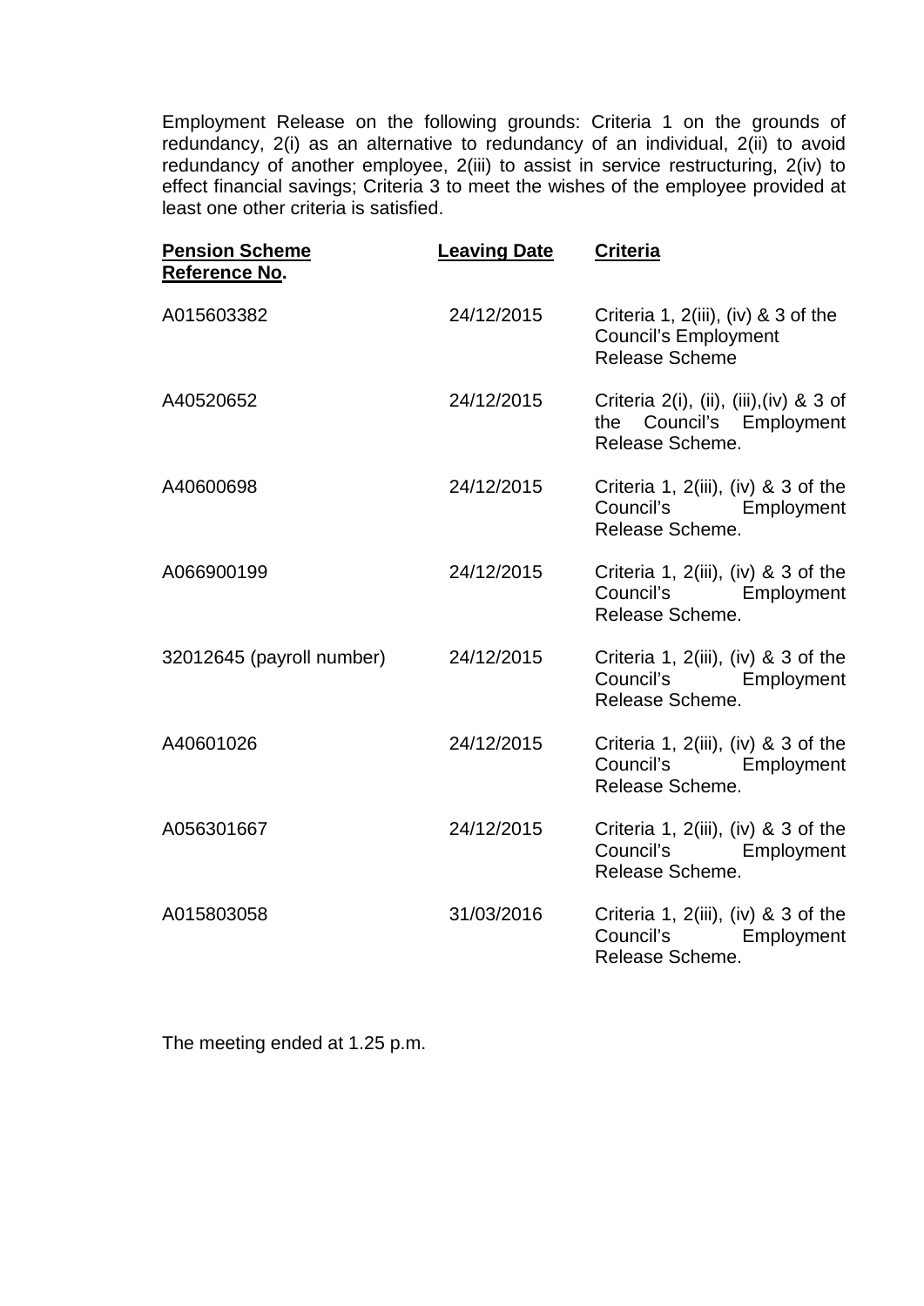Employment Release on the following grounds: Criteria 1 on the grounds of redundancy, 2(i) as an alternative to redundancy of an individual, 2(ii) to avoid redundancy of another employee, 2(iii) to assist in service restructuring, 2(iv) to effect financial savings; Criteria 3 to meet the wishes of the employee provided at least one other criteria is satisfied.

| **Pension Scheme Reference No.** | **Leaving Date** | **Criteria** |
|---|---|---|
| A015603382 | 24/12/2015 | Criteria 1, 2(iii), (iv) & 3 of the Council's Employment Release Scheme |
| A40520652 | 24/12/2015 | Criteria 2(i), (ii), (iii),(iv) & 3 of the Council's Employment Release Scheme. |
| A40600698 | 24/12/2015 | Criteria 1, 2(iii), (iv) & 3 of the Council's Employment Release Scheme. |
| A066900199 | 24/12/2015 | Criteria 1, 2(iii), (iv) & 3 of the Council's Employment Release Scheme. |
| 32012645 (payroll number) | 24/12/2015 | Criteria 1, 2(iii), (iv) & 3 of the Council's Employment Release Scheme. |
| A40601026 | 24/12/2015 | Criteria 1, 2(iii), (iv) & 3 of the Council's Employment Release Scheme. |
| A056301667 | 24/12/2015 | Criteria 1, 2(iii), (iv) & 3 of the Council's Employment Release Scheme. |
| A015803058 | 31/03/2016 | Criteria 1, 2(iii), (iv) & 3 of the Council's Employment Release Scheme. |

The meeting ended at 1.25 p.m.